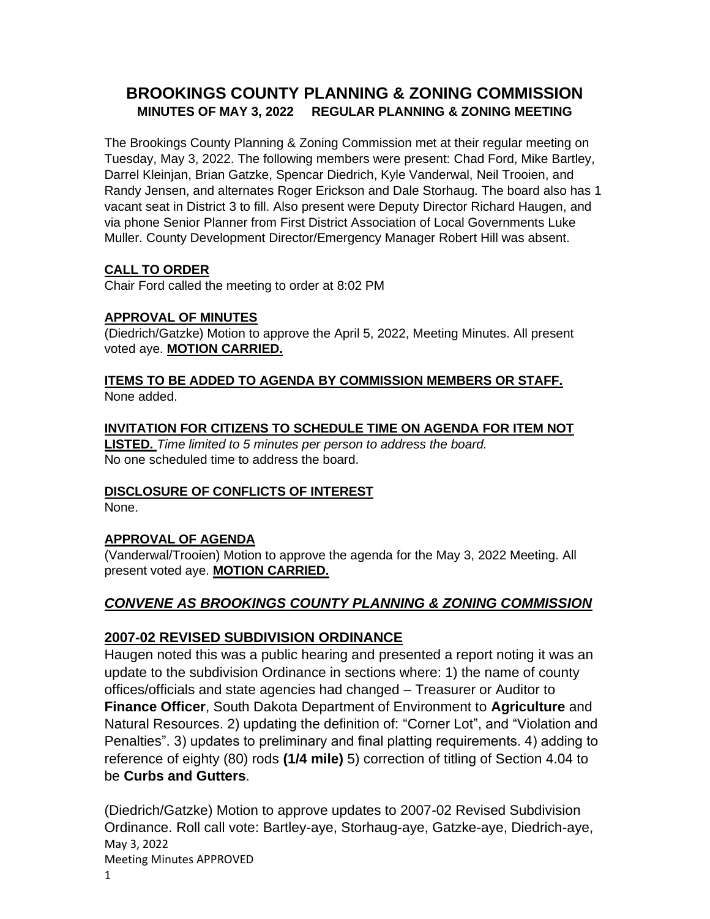# BROOKINGS COUNTY PLANNING & ZONING COMMISSION

**MINUTES OF MAY 3, 2022 REGULAR PLANNING & ZONING MEETING**

The Brookings County Planning & Zoning Commission met at their regular meeting on Tuesday, May 3, 2022. The following members were present: Chad Ford, Mike Bartley, Darrel Kleinjan, Brian Gatzke, Spencar Diedrich, Kyle Vanderwal, Neil Trooien, and Randy Jensen, and alternates Roger Erickson and Dale Storhaug. The board also has 1 vacant seat in District 3 to fill. Also present were Deputy Director Richard Haugen, and via phone Senior Planner from First District Association of Local Governments Luke Muller. County Development Director/Emergency Manager Robert Hill was absent.

**CALL TO ORDER**

Chair Ford called the meeting to order at 8:02 PM

**APPROVAL OF MINUTES**

(Diedrich/Gatzke) Motion to approve the April 5, 2022, Meeting Minutes. All present voted aye. **MOTION CARRIED.**

**ITEMS TO BE ADDED TO AGENDA BY COMMISSION MEMBERS OR STAFF.**

None added.

**INVITATION FOR CITIZENS TO SCHEDULE TIME ON AGENDA FOR ITEM NOT LISTED.** *Time limited to 5 minutes per person to address the board.*

No one scheduled time to address the board.

**DISCLOSURE OF CONFLICTS OF INTEREST**

None.

**APPROVAL OF AGENDA**

(Vanderwal/Trooien) Motion to approve the agenda for the May 3, 2022 Meeting. All present voted aye. **MOTION CARRIED.**

## *CONVENE AS BROOKINGS COUNTY PLANNING & ZONING COMMISSION*

## 2007-02 REVISED SUBDIVISION ORDINANCE

Haugen noted this was a public hearing and presented a report noting it was an update to the subdivision Ordinance in sections where: 1) the name of county offices/officials and state agencies had changed – Treasurer or Auditor to **Finance Officer**, South Dakota Department of Environment to **Agriculture** and Natural Resources. 2) updating the definition of: "Corner Lot", and "Violation and Penalties". 3) updates to preliminary and final platting requirements. 4) adding to reference of eighty (80) rods **(1/4 mile)** 5) correction of titling of Section 4.04 to be **Curbs and Gutters**.

(Diedrich/Gatzke) Motion to approve updates to 2007-02 Revised Subdivision Ordinance. Roll call vote: Bartley-aye, Storhaug-aye, Gatzke-aye, Diedrich-aye,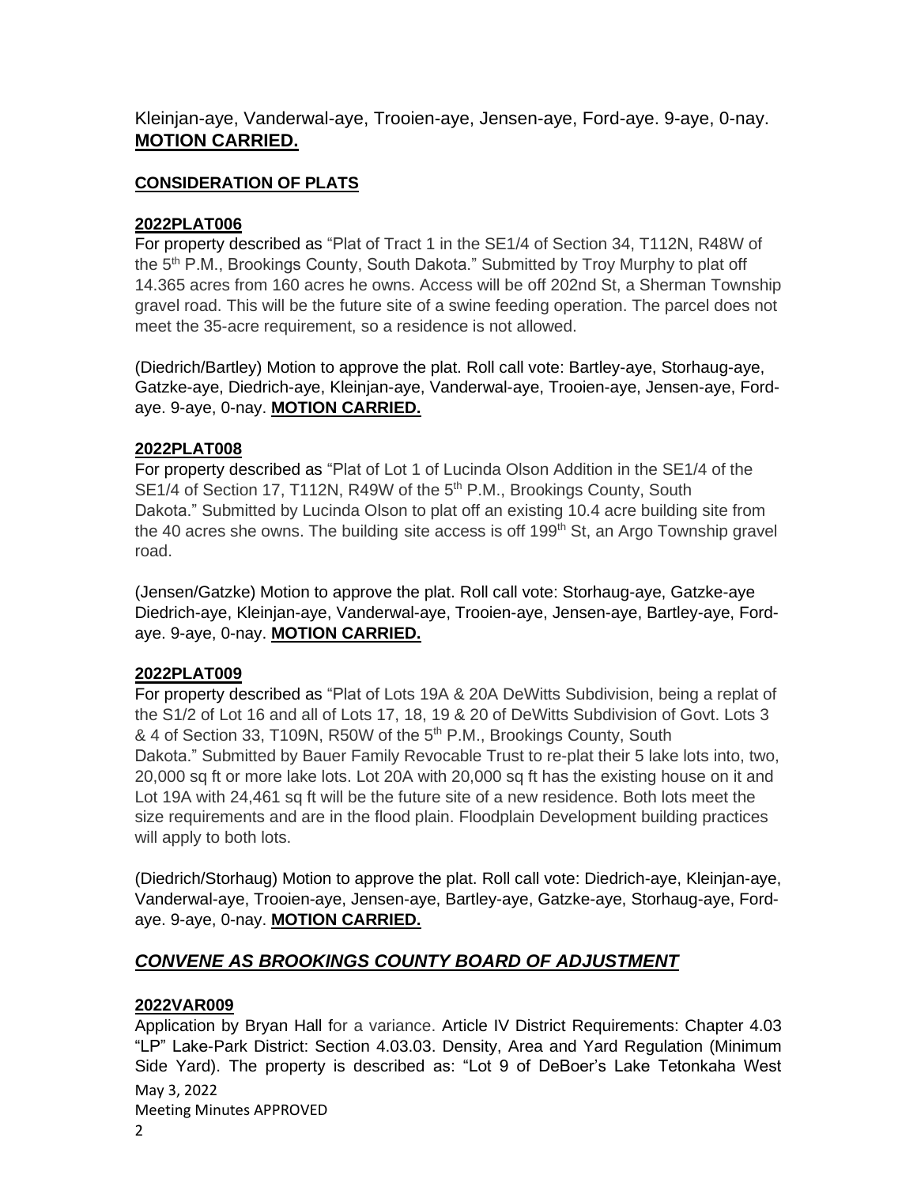Kleinjan-aye, Vanderwal-aye, Trooien-aye, Jensen-aye, Ford-aye. 9-aye, 0-nay. **MOTION CARRIED.**

**CONSIDERATION OF PLATS**

**2022PLAT006**

For property described as "Plat of Tract 1 in the SE1/4 of Section 34, T112N, R48W of the 5th P.M., Brookings County, South Dakota." Submitted by Troy Murphy to plat off 14.365 acres from 160 acres he owns. Access will be off 202nd St, a Sherman Township gravel road. This will be the future site of a swine feeding operation. The parcel does not meet the 35-acre requirement, so a residence is not allowed.

(Diedrich/Bartley) Motion to approve the plat. Roll call vote: Bartley-aye, Storhaug-aye, Gatzke-aye, Diedrich-aye, Kleinjan-aye, Vanderwal-aye, Trooien-aye, Jensen-aye, Ford-aye. 9-aye, 0-nay. **MOTION CARRIED.**

**2022PLAT008**

For property described as "Plat of Lot 1 of Lucinda Olson Addition in the SE1/4 of the SE1/4 of Section 17, T112N, R49W of the 5th P.M., Brookings County, South Dakota." Submitted by Lucinda Olson to plat off an existing 10.4 acre building site from the 40 acres she owns. The building site access is off 199th St, an Argo Township gravel road.

(Jensen/Gatzke) Motion to approve the plat. Roll call vote: Storhaug-aye, Gatzke-aye Diedrich-aye, Kleinjan-aye, Vanderwal-aye, Trooien-aye, Jensen-aye, Bartley-aye, Ford-aye. 9-aye, 0-nay. **MOTION CARRIED.**

**2022PLAT009**

For property described as "Plat of Lots 19A & 20A DeWitts Subdivision, being a replat of the S1/2 of Lot 16 and all of Lots 17, 18, 19 & 20 of DeWitts Subdivision of Govt. Lots 3 & 4 of Section 33, T109N, R50W of the 5th P.M., Brookings County, South Dakota." Submitted by Bauer Family Revocable Trust to re-plat their 5 lake lots into, two, 20,000 sq ft or more lake lots. Lot 20A with 20,000 sq ft has the existing house on it and Lot 19A with 24,461 sq ft will be the future site of a new residence. Both lots meet the size requirements and are in the flood plain. Floodplain Development building practices will apply to both lots.

(Diedrich/Storhaug) Motion to approve the plat. Roll call vote: Diedrich-aye, Kleinjan-aye, Vanderwal-aye, Trooien-aye, Jensen-aye, Bartley-aye, Gatzke-aye, Storhaug-aye, Ford-aye. 9-aye, 0-nay. **MOTION CARRIED.**

## ***CONVENE AS BROOKINGS COUNTY BOARD OF ADJUSTMENT***

**2022VAR009**

Application by Bryan Hall for a variance. Article IV District Requirements: Chapter 4.03 "LP" Lake-Park District: Section 4.03.03. Density, Area and Yard Regulation (Minimum Side Yard). The property is described as: "Lot 9 of DeBoer's Lake Tetonkaha West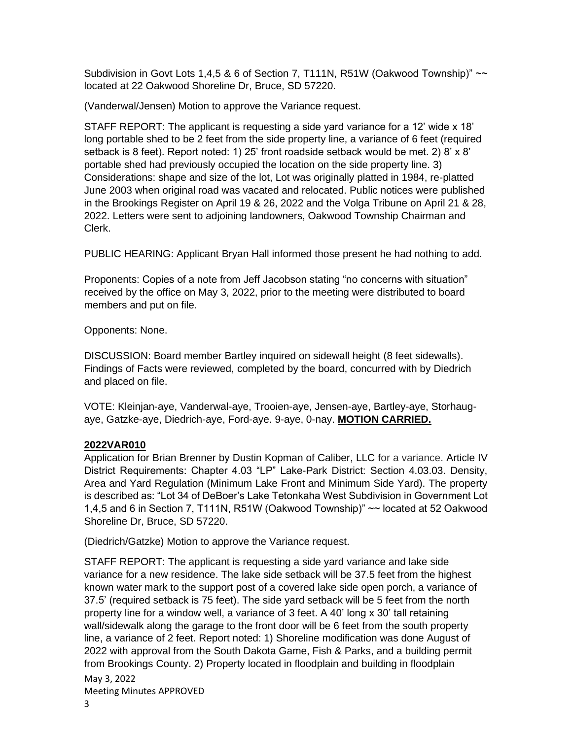Subdivision in Govt Lots 1,4,5 & 6 of Section 7, T111N, R51W (Oakwood Township)" ~~ located at 22 Oakwood Shoreline Dr, Bruce, SD 57220.

(Vanderwal/Jensen) Motion to approve the Variance request.

STAFF REPORT: The applicant is requesting a side yard variance for a 12' wide x 18' long portable shed to be 2 feet from the side property line, a variance of 6 feet (required setback is 8 feet). Report noted: 1) 25' front roadside setback would be met. 2) 8' x 8' portable shed had previously occupied the location on the side property line. 3) Considerations: shape and size of the lot, Lot was originally platted in 1984, re-platted June 2003 when original road was vacated and relocated. Public notices were published in the Brookings Register on April 19 & 26, 2022 and the Volga Tribune on April 21 & 28, 2022. Letters were sent to adjoining landowners, Oakwood Township Chairman and Clerk.

PUBLIC HEARING: Applicant Bryan Hall informed those present he had nothing to add.

Proponents: Copies of a note from Jeff Jacobson stating "no concerns with situation" received by the office on May 3, 2022, prior to the meeting were distributed to board members and put on file.

Opponents: None.

DISCUSSION: Board member Bartley inquired on sidewall height (8 feet sidewalls). Findings of Facts were reviewed, completed by the board, concurred with by Diedrich and placed on file.

VOTE: Kleinjan-aye, Vanderwal-aye, Trooien-aye, Jensen-aye, Bartley-aye, Storhaug-aye, Gatzke-aye, Diedrich-aye, Ford-aye. 9-aye, 0-nay. **MOTION CARRIED.**

**2022VAR010**

Application for Brian Brenner by Dustin Kopman of Caliber, LLC for a variance. Article IV District Requirements: Chapter 4.03 "LP" Lake-Park District: Section 4.03.03. Density, Area and Yard Regulation (Minimum Lake Front and Minimum Side Yard). The property is described as: "Lot 34 of DeBoer's Lake Tetonkaha West Subdivision in Government Lot 1,4,5 and 6 in Section 7, T111N, R51W (Oakwood Township)" ~~ located at 52 Oakwood Shoreline Dr, Bruce, SD 57220.

(Diedrich/Gatzke) Motion to approve the Variance request.

STAFF REPORT: The applicant is requesting a side yard variance and lake side variance for a new residence. The lake side setback will be 37.5 feet from the highest known water mark to the support post of a covered lake side open porch, a variance of 37.5' (required setback is 75 feet). The side yard setback will be 5 feet from the north property line for a window well, a variance of 3 feet. A 40' long x 30' tall retaining wall/sidewalk along the garage to the front door will be 6 feet from the south property line, a variance of 2 feet. Report noted: 1) Shoreline modification was done August of 2022 with approval from the South Dakota Game, Fish & Parks, and a building permit from Brookings County. 2) Property located in floodplain and building in floodplain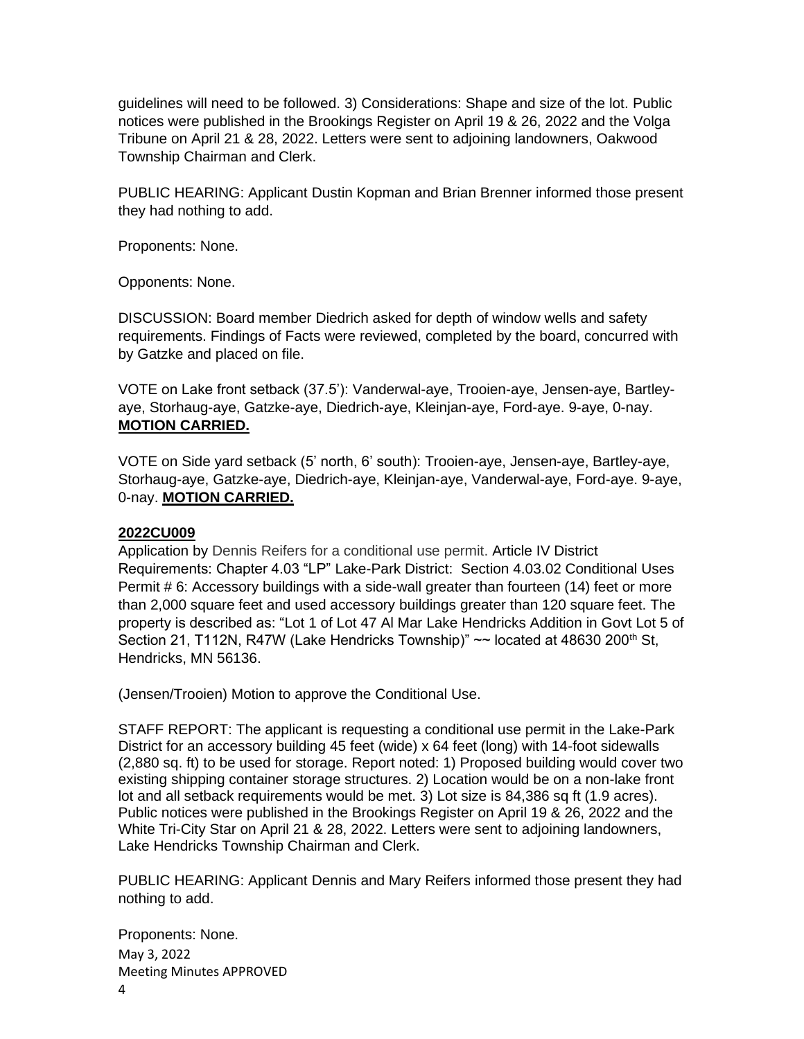guidelines will need to be followed. 3) Considerations: Shape and size of the lot. Public notices were published in the Brookings Register on April 19 & 26, 2022 and the Volga Tribune on April 21 & 28, 2022. Letters were sent to adjoining landowners, Oakwood Township Chairman and Clerk.

PUBLIC HEARING: Applicant Dustin Kopman and Brian Brenner informed those present they had nothing to add.

Proponents: None.

Opponents: None.

DISCUSSION: Board member Diedrich asked for depth of window wells and safety requirements. Findings of Facts were reviewed, completed by the board, concurred with by Gatzke and placed on file.

VOTE on Lake front setback (37.5'): Vanderwal-aye, Trooien-aye, Jensen-aye, Bartley-aye, Storhaug-aye, Gatzke-aye, Diedrich-aye, Kleinjan-aye, Ford-aye. 9-aye, 0-nay. **MOTION CARRIED.**

VOTE on Side yard setback (5' north, 6' south): Trooien-aye, Jensen-aye, Bartley-aye, Storhaug-aye, Gatzke-aye, Diedrich-aye, Kleinjan-aye, Vanderwal-aye, Ford-aye. 9-aye, 0-nay. **MOTION CARRIED.**

**2022CU009**

Application by Dennis Reifers for a conditional use permit. Article IV District Requirements: Chapter 4.03 "LP" Lake-Park District: Section 4.03.02 Conditional Uses Permit # 6: Accessory buildings with a side-wall greater than fourteen (14) feet or more than 2,000 square feet and used accessory buildings greater than 120 square feet. The property is described as: "Lot 1 of Lot 47 Al Mar Lake Hendricks Addition in Govt Lot 5 of Section 21, T112N, R47W (Lake Hendricks Township)" ~~ located at 48630 200th St, Hendricks, MN 56136.

(Jensen/Trooien) Motion to approve the Conditional Use.

STAFF REPORT: The applicant is requesting a conditional use permit in the Lake-Park District for an accessory building 45 feet (wide) x 64 feet (long) with 14-foot sidewalls (2,880 sq. ft) to be used for storage. Report noted: 1) Proposed building would cover two existing shipping container storage structures. 2) Location would be on a non-lake front lot and all setback requirements would be met. 3) Lot size is 84,386 sq ft (1.9 acres). Public notices were published in the Brookings Register on April 19 & 26, 2022 and the White Tri-City Star on April 21 & 28, 2022. Letters were sent to adjoining landowners, Lake Hendricks Township Chairman and Clerk.

PUBLIC HEARING: Applicant Dennis and Mary Reifers informed those present they had nothing to add.

Proponents: None.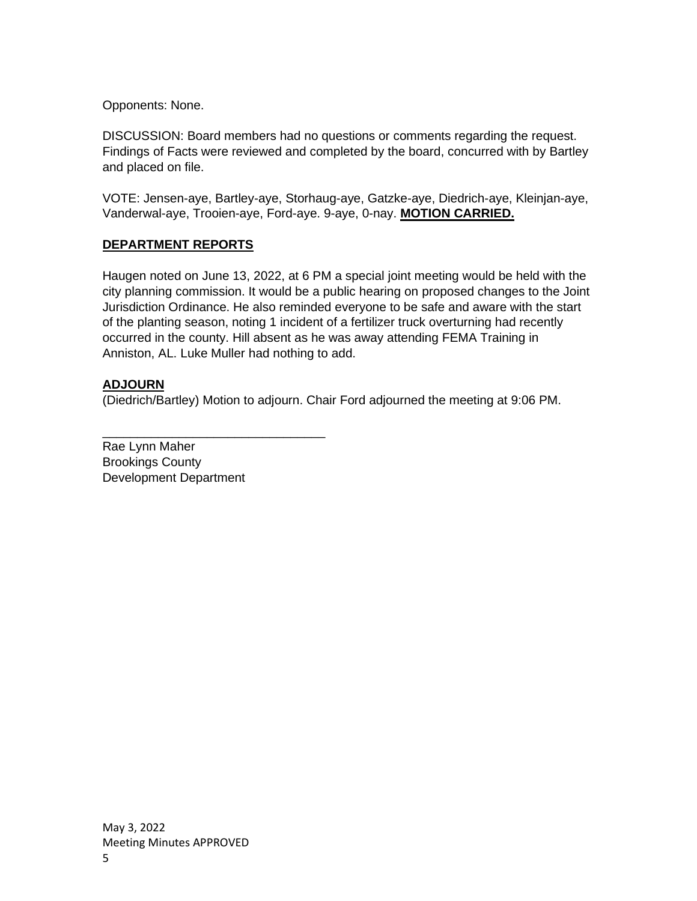Opponents: None.

DISCUSSION: Board members had no questions or comments regarding the request. Findings of Facts were reviewed and completed by the board, concurred with by Bartley and placed on file.

VOTE: Jensen-aye, Bartley-aye, Storhaug-aye, Gatzke-aye, Diedrich-aye, Kleinjan-aye, Vanderwal-aye, Trooien-aye, Ford-aye. 9-aye, 0-nay. **MOTION CARRIED.**

## DEPARTMENT REPORTS

Haugen noted on June 13, 2022, at 6 PM a special joint meeting would be held with the city planning commission. It would be a public hearing on proposed changes to the Joint Jurisdiction Ordinance. He also reminded everyone to be safe and aware with the start of the planting season, noting 1 incident of a fertilizer truck overturning had recently occurred in the county. Hill absent as he was away attending FEMA Training in Anniston, AL. Luke Muller had nothing to add.

## ADJOURN

(Diedrich/Bartley) Motion to adjourn. Chair Ford adjourned the meeting at 9:06 PM.

_________________________________
Rae Lynn Maher
Brookings County
Development Department